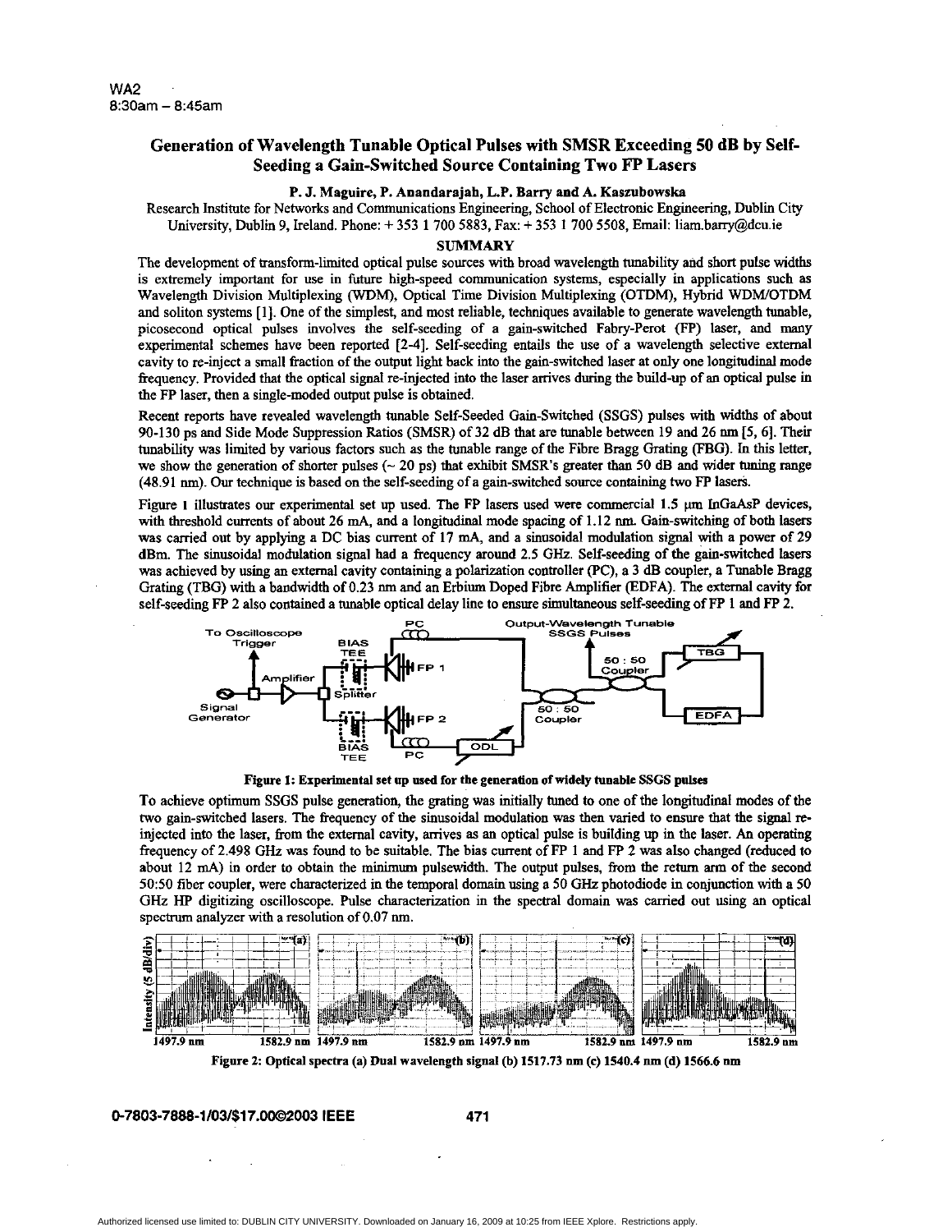WA2
8:30am – 8:45am

# Generation of Wavelength Tunable Optical Pulses with SMSR Exceeding 50 dB by Self-Seeding a Gain-Switched Source Containing Two FP Lasers

**P. J. Maguire, P. Anandarajah, L.P. Barry and A. Kaszubowska**

Research Institute for Networks and Communications Engineering, School of Electronic Engineering, Dublin City University, Dublin 9, Ireland. Phone: + 353 1 700 5883, Fax: + 353 1 700 5508, Email: liam.barry@dcu.ie

## SUMMARY

The development of transform-limited optical pulse sources with broad wavelength tunability and short pulse widths is extremely important for use in future high-speed communication systems, especially in applications such as Wavelength Division Multiplexing (WDM), Optical Time Division Multiplexing (OTDM), Hybrid WDM/OTDM and soliton systems [1]. One of the simplest, and most reliable, techniques available to generate wavelength tunable, picosecond optical pulses involves the self-seeding of a gain-switched Fabry-Perot (FP) laser, and many experimental schemes have been reported [2-4]. Self-seeding entails the use of a wavelength selective external cavity to re-inject a small fraction of the output light back into the gain-switched laser at only one longitudinal mode frequency. Provided that the optical signal re-injected into the laser arrives during the build-up of an optical pulse in the FP laser, then a single-moded output pulse is obtained.

Recent reports have revealed wavelength tunable Self-Seeded Gain-Switched (SSGS) pulses with widths of about 90-130 ps and Side Mode Suppression Ratios (SMSR) of 32 dB that are tunable between 19 and 26 nm [5, 6]. Their tunability was limited by various factors such as the tunable range of the Fibre Bragg Grating (FBG). In this letter, we show the generation of shorter pulses (~ 20 ps) that exhibit SMSR's greater than 50 dB and wider tuning range (48.91 nm). Our technique is based on the self-seeding of a gain-switched source containing two FP lasers.

Figure 1 illustrates our experimental set up used. The FP lasers used were commercial 1.5 μm InGaAsP devices, with threshold currents of about 26 mA, and a longitudinal mode spacing of 1.12 nm. Gain-switching of both lasers was carried out by applying a DC bias current of 17 mA, and a sinusoidal modulation signal with a power of 29 dBm. The sinusoidal modulation signal had a frequency around 2.5 GHz. Self-seeding of the gain-switched lasers was achieved by using an external cavity containing a polarization controller (PC), a 3 dB coupler, a Tunable Bragg Grating (TBG) with a bandwidth of 0.23 nm and an Erbium Doped Fibre Amplifier (EDFA). The external cavity for self-seeding FP 2 also contained a tunable optical delay line to ensure simultaneous self-seeding of FP 1 and FP 2.

**Figure 1: Experimental set up used for the generation of widely tunable SSGS pulses**

To achieve optimum SSGS pulse generation, the grating was initially tuned to one of the longitudinal modes of the two gain-switched lasers. The frequency of the sinusoidal modulation was then varied to ensure that the signal re-injected into the laser, from the external cavity, arrives as an optical pulse is building up in the laser. An operating frequency of 2.498 GHz was found to be suitable. The bias current of FP 1 and FP 2 was also changed (reduced to about 12 mA) in order to obtain the minimum pulsewidth. The output pulses, from the return arm of the second 50:50 fiber coupler, were characterized in the temporal domain using a 50 GHz photodiode in conjunction with a 50 GHz HP digitizing oscilloscope. Pulse characterization in the spectral domain was carried out using an optical spectrum analyzer with a resolution of 0.07 nm.

**Figure 2: Optical spectra (a) Dual wavelength signal (b) 1517.73 nm (c) 1540.4 nm (d) 1566.6 nm**

0-7803-7888-1/03/$17.00©2003 IEEE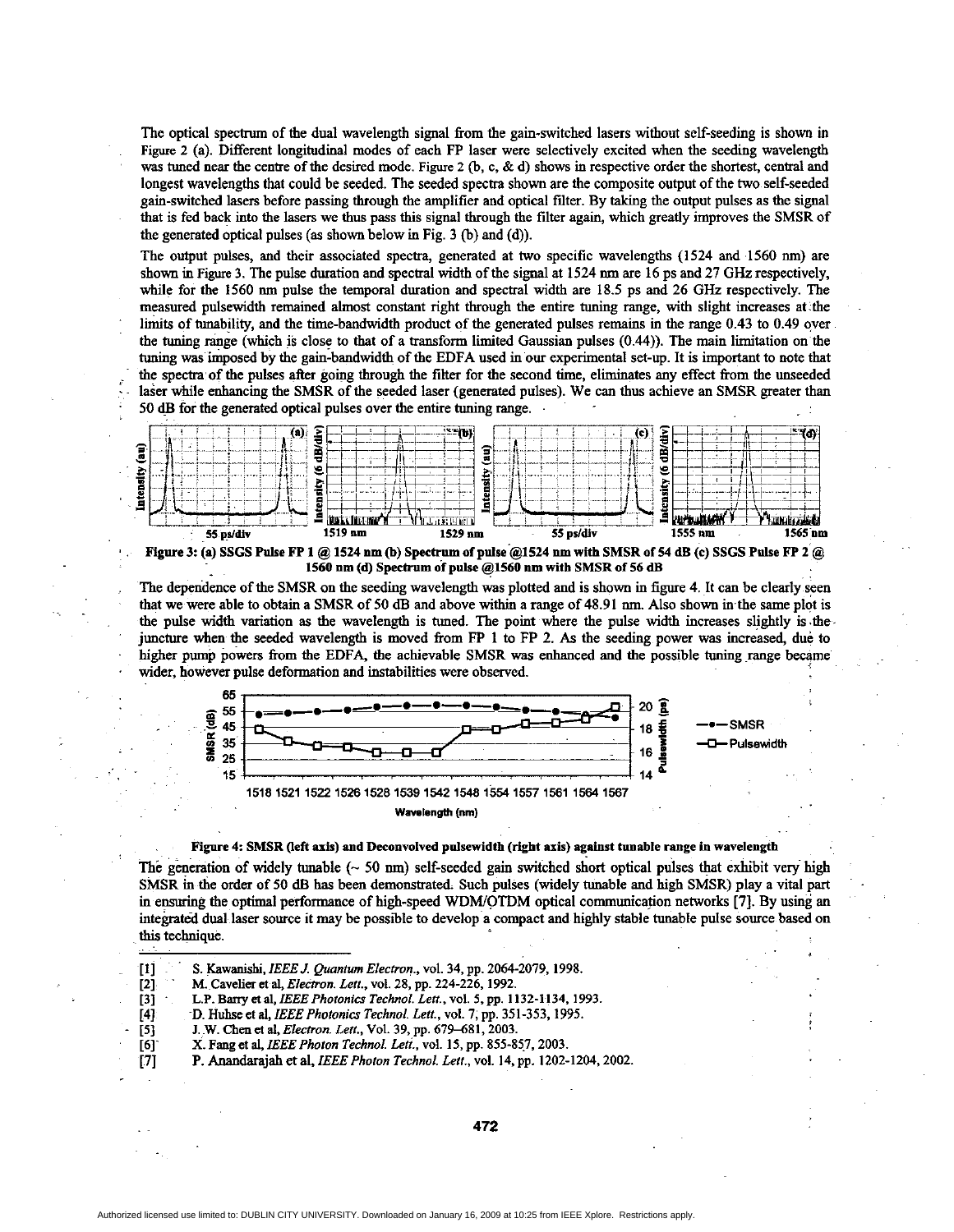The optical spectrum of the dual wavelength signal from the gain-switched lasers without self-seeding is shown in Figure 2 (a). Different longitudinal modes of each FP laser were selectively excited when the seeding wavelength was tuned near the centre of the desired mode. Figure 2 (b, c, & d) shows in respective order the shortest, central and longest wavelengths that could be seeded. The seeded spectra shown are the composite output of the two self-seeded gain-switched lasers before passing through the amplifier and optical filter. By taking the output pulses as the signal that is fed back into the lasers we thus pass this signal through the filter again, which greatly improves the SMSR of the generated optical pulses (as shown below in Fig. 3 (b) and (d)).

The output pulses, and their associated spectra, generated at two specific wavelengths (1524 and 1560 nm) are shown in Figure 3. The pulse duration and spectral width of the signal at 1524 nm are 16 ps and 27 GHz respectively, while for the 1560 nm pulse the temporal duration and spectral width are 18.5 ps and 26 GHz respectively. The measured pulsewidth remained almost constant right through the entire tuning range, with slight increases at the limits of tunability, and the time-bandwidth product of the generated pulses remains in the range 0.43 to 0.49 over the tuning range (which is close to that of a transform limited Gaussian pulses (0.44)). The main limitation on the tuning was imposed by the gain-bandwidth of the EDFA used in our experimental set-up. It is important to note that the spectra of the pulses after going through the filter for the second time, eliminates any effect from the unseeded laser while enhancing the SMSR of the seeded laser (generated pulses). We can thus achieve an SMSR greater than 50 dB for the generated optical pulses over the entire tuning range.

(a) (b) (c) (d)
Intensity (au)
Intensity (6 dB/div)
55 ps/div
1519 nm
1529 nm
1555 nm
1565 nm

**Figure 3: (a) SSGS Pulse FP 1 @ 1524 nm (b) Spectrum of pulse @1524 nm with SMSR of 54 dB (c) SSGS Pulse FP 2 @ 1560 nm (d) Spectrum of pulse @1560 nm with SMSR of 56 dB**

The dependence of the SMSR on the seeding wavelength was plotted and is shown in figure 4. It can be clearly seen that we were able to obtain a SMSR of 50 dB and above within a range of 48.91 nm. Also shown in the same plot is the pulse width variation as the wavelength is tuned. The point where the pulse width increases slightly is the juncture when the seeded wavelength is moved from FP 1 to FP 2. As the seeding power was increased, due to higher pump powers from the EDFA, the achievable SMSR was enhanced and the possible tuning range became wider, however pulse deformation and instabilities were observed.

SMSR (dB)
65
55
45
35
25
15
Pulsewidth (ps)
20
18
16
14
1518 1521 1522 1526 1528 1539 1542 1548 1554 1557 1561 1564 1567
Wavelength (nm)
SMSR
Pulsewidth

**Figure 4: SMSR (left axis) and Deconvolved pulsewidth (right axis) against tunable range in wavelength**

The generation of widely tunable (~ 50 nm) self-seeded gain switched short optical pulses that exhibit very high SMSR in the order of 50 dB has been demonstrated. Such pulses (widely tunable and high SMSR) play a vital part in ensuring the optimal performance of high-speed WDM/OTDM optical communication networks [7]. By using an integrated dual laser source it may be possible to develop a compact and highly stable tunable pulse source based on this technique.

---

[1] S. Kawanishi, *IEEE J. Quantum Electron.*, vol. 34, pp. 2064-2079, 1998.
[2] M. Cavelier et al, *Electron. Lett.*, vol. 28, pp. 224-226, 1992.
[3] L.P. Barry et al, *IEEE Photonics Technol. Lett.*, vol. 5, pp. 1132-1134, 1993.
[4] D. Huhse et al, *IEEE Photonics Technol. Lett.*, vol. 7, pp. 351-353, 1995.
[5] J. W. Chen et al, *Electron. Lett.*, Vol. 39, pp. 679–681, 2003.
[6] X. Fang et al, *IEEE Photon Technol. Lett.*, vol. 15, pp. 855-857, 2003.
[7] P. Anandarajah et al, *IEEE Photon Technol. Lett.*, vol. 14, pp. 1202-1204, 2002.